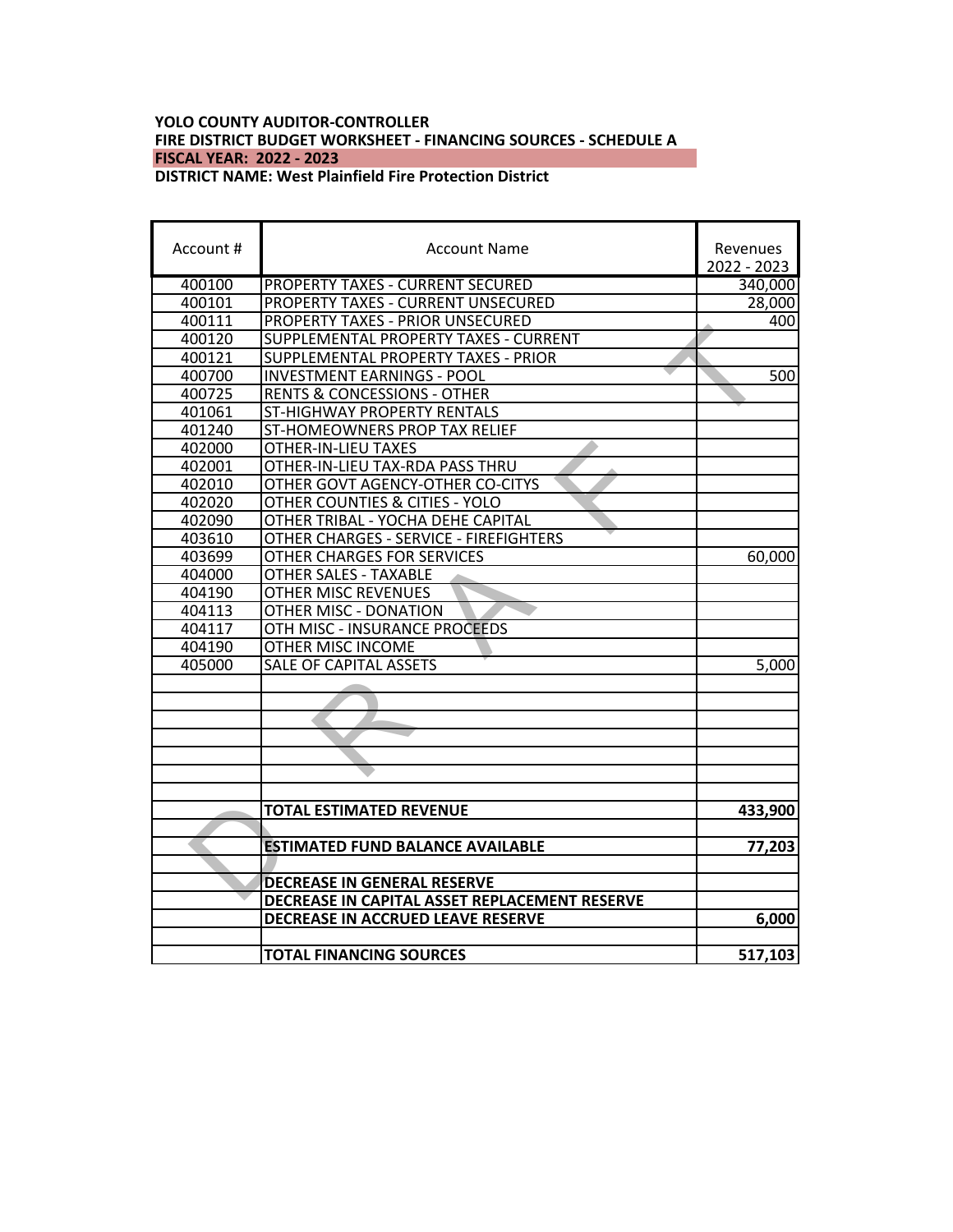**YOLO COUNTY AUDITOR-CONTROLLER**
**FIRE DISTRICT BUDGET WORKSHEET - FINANCING SOURCES - SCHEDULE A**
**FISCAL YEAR: 2022 - 2023**
**DISTRICT NAME: West Plainfield Fire Protection District**

| Account # | Account Name | Revenues 2022 - 2023 |
|---|---|---|
| 400100 | PROPERTY TAXES - CURRENT SECURED | 340,000 |
| 400101 | PROPERTY TAXES - CURRENT UNSECURED | 28,000 |
| 400111 | PROPERTY TAXES - PRIOR UNSECURED | 400 |
| 400120 | SUPPLEMENTAL PROPERTY TAXES - CURRENT | |
| 400121 | SUPPLEMENTAL PROPERTY TAXES - PRIOR | |
| 400700 | INVESTMENT EARNINGS - POOL | 500 |
| 400725 | RENTS & CONCESSIONS - OTHER | |
| 401061 | ST-HIGHWAY PROPERTY RENTALS | |
| 401240 | ST-HOMEOWNERS PROP TAX RELIEF | |
| 402000 | OTHER-IN-LIEU TAXES | |
| 402001 | OTHER-IN-LIEU TAX-RDA PASS THRU | |
| 402010 | OTHER GOVT AGENCY-OTHER CO-CITYS | |
| 402020 | OTHER COUNTIES & CITIES - YOLO | |
| 402090 | OTHER TRIBAL - YOCHA DEHE CAPITAL | |
| 403610 | OTHER CHARGES - SERVICE - FIREFIGHTERS | |
| 403699 | OTHER CHARGES FOR SERVICES | 60,000 |
| 404000 | OTHER SALES - TAXABLE | |
| 404190 | OTHER MISC REVENUES | |
| 404113 | OTHER MISC - DONATION | |
| 404117 | OTH MISC - INSURANCE PROCEEDS | |
| 404190 | OTHER MISC INCOME | |
| 405000 | SALE OF CAPITAL ASSETS | 5,000 |
| | | |
| | | |
| | | |
| | | |
| | | |
| | | |
| | | |
| | **TOTAL ESTIMATED REVENUE** | **433,900** |
| | | |
| | **ESTIMATED FUND BALANCE AVAILABLE** | **77,203** |
| | | |
| | **DECREASE IN GENERAL RESERVE** | |
| | **DECREASE IN CAPITAL ASSET REPLACEMENT RESERVE** | |
| | **DECREASE IN ACCRUED LEAVE RESERVE** | **6,000** |
| | | |
| | **TOTAL FINANCING SOURCES** | **517,103** |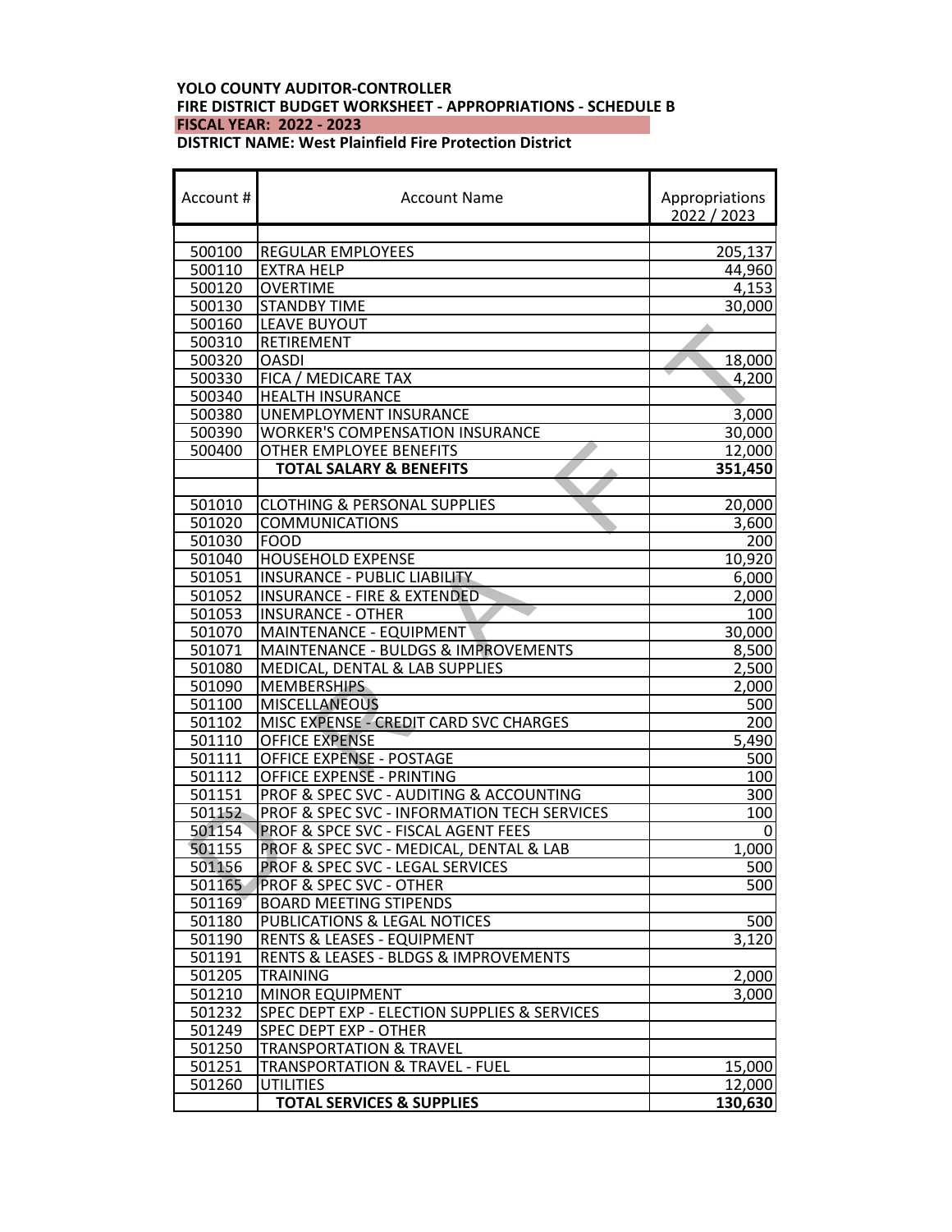**YOLO COUNTY AUDITOR-CONTROLLER**
**FIRE DISTRICT BUDGET WORKSHEET - APPROPRIATIONS - SCHEDULE B**
**FISCAL YEAR: 2022 - 2023**
**DISTRICT NAME: West Plainfield Fire Protection District**

| Account # | Account Name | Appropriations 2022 / 2023 |
|---|---|---|
| | | |
| 500100 | REGULAR EMPLOYEES | 205,137 |
| 500110 | EXTRA HELP | 44,960 |
| 500120 | OVERTIME | 4,153 |
| 500130 | STANDBY TIME | 30,000 |
| 500160 | LEAVE BUYOUT | |
| 500310 | RETIREMENT | |
| 500320 | OASDI | 18,000 |
| 500330 | FICA / MEDICARE TAX | 4,200 |
| 500340 | HEALTH INSURANCE | |
| 500380 | UNEMPLOYMENT INSURANCE | 3,000 |
| 500390 | WORKER'S COMPENSATION INSURANCE | 30,000 |
| 500400 | OTHER EMPLOYEE BENEFITS | 12,000 |
| | **TOTAL SALARY & BENEFITS** | **351,450** |
| | | |
| 501010 | CLOTHING & PERSONAL SUPPLIES | 20,000 |
| 501020 | COMMUNICATIONS | 3,600 |
| 501030 | FOOD | 200 |
| 501040 | HOUSEHOLD EXPENSE | 10,920 |
| 501051 | INSURANCE - PUBLIC LIABILITY | 6,000 |
| 501052 | INSURANCE - FIRE & EXTENDED | 2,000 |
| 501053 | INSURANCE - OTHER | 100 |
| 501070 | MAINTENANCE - EQUIPMENT | 30,000 |
| 501071 | MAINTENANCE - BULDGS & IMPROVEMENTS | 8,500 |
| 501080 | MEDICAL, DENTAL & LAB SUPPLIES | 2,500 |
| 501090 | MEMBERSHIPS | 2,000 |
| 501100 | MISCELLANEOUS | 500 |
| 501102 | MISC EXPENSE - CREDIT CARD SVC CHARGES | 200 |
| 501110 | OFFICE EXPENSE | 5,490 |
| 501111 | OFFICE EXPENSE - POSTAGE | 500 |
| 501112 | OFFICE EXPENSE - PRINTING | 100 |
| 501151 | PROF & SPEC SVC - AUDITING & ACCOUNTING | 300 |
| 501152 | PROF & SPEC SVC - INFORMATION TECH SERVICES | 100 |
| 501154 | PROF & SPCE SVC - FISCAL AGENT FEES | 0 |
| 501155 | PROF & SPEC SVC - MEDICAL, DENTAL & LAB | 1,000 |
| 501156 | PROF & SPEC SVC - LEGAL SERVICES | 500 |
| 501165 | PROF & SPEC SVC - OTHER | 500 |
| 501169 | BOARD MEETING STIPENDS | |
| 501180 | PUBLICATIONS & LEGAL NOTICES | 500 |
| 501190 | RENTS & LEASES - EQUIPMENT | 3,120 |
| 501191 | RENTS & LEASES - BLDGS & IMPROVEMENTS | |
| 501205 | TRAINING | 2,000 |
| 501210 | MINOR EQUIPMENT | 3,000 |
| 501232 | SPEC DEPT EXP - ELECTION SUPPLIES & SERVICES | |
| 501249 | SPEC DEPT EXP - OTHER | |
| 501250 | TRANSPORTATION & TRAVEL | |
| 501251 | TRANSPORTATION & TRAVEL - FUEL | 15,000 |
| 501260 | UTILITIES | 12,000 |
| | **TOTAL SERVICES & SUPPLIES** | **130,630** |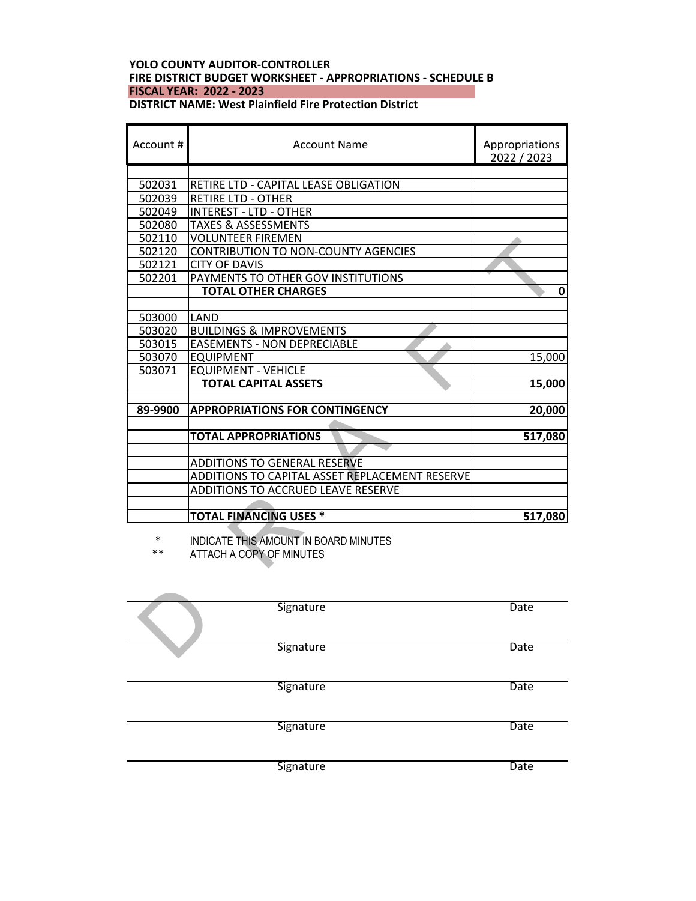**YOLO COUNTY AUDITOR-CONTROLLER**
**FIRE DISTRICT BUDGET WORKSHEET - APPROPRIATIONS - SCHEDULE B**
**FISCAL YEAR: 2022 - 2023**
**DISTRICT NAME: West Plainfield Fire Protection District**

| Account # | Account Name | Appropriations 2022 / 2023 |
|---|---|---|
| | | |
| 502031 | RETIRE LTD - CAPITAL LEASE OBLIGATION | |
| 502039 | RETIRE LTD - OTHER | |
| 502049 | INTEREST - LTD - OTHER | |
| 502080 | TAXES & ASSESSMENTS | |
| 502110 | VOLUNTEER FIREMEN | |
| 502120 | CONTRIBUTION TO NON-COUNTY AGENCIES | |
| 502121 | CITY OF DAVIS | |
| 502201 | PAYMENTS TO OTHER GOV INSTITUTIONS | |
| | **TOTAL OTHER CHARGES** | **0** |
| | | |
| 503000 | LAND | |
| 503020 | BUILDINGS & IMPROVEMENTS | |
| 503015 | EASEMENTS - NON DEPRECIABLE | |
| 503070 | EQUIPMENT | 15,000 |
| 503071 | EQUIPMENT - VEHICLE | |
| | **TOTAL CAPITAL ASSETS** | **15,000** |
| | | |
| **89-9900** | **APPROPRIATIONS FOR CONTINGENCY** | **20,000** |
| | | |
| | **TOTAL APPROPRIATIONS** | **517,080** |
| | | |
| | ADDITIONS TO GENERAL RESERVE | |
| | ADDITIONS TO CAPITAL ASSET REPLACEMENT RESERVE | |
| | ADDITIONS TO ACCRUED LEAVE RESERVE | |
| | | |
| | **TOTAL FINANCING USES *** | **517,080** |

\* INDICATE THIS AMOUNT IN BOARD MINUTES
\*\* ATTACH A COPY OF MINUTES

DRAFT

| Signature | Date |
|---|---|
| | |

| Signature | Date |
|---|---|
| | |

| Signature | Date |
|---|---|
| | |

| Signature | Date |
|---|---|
| | |

| Signature | Date |
|---|---|
| | |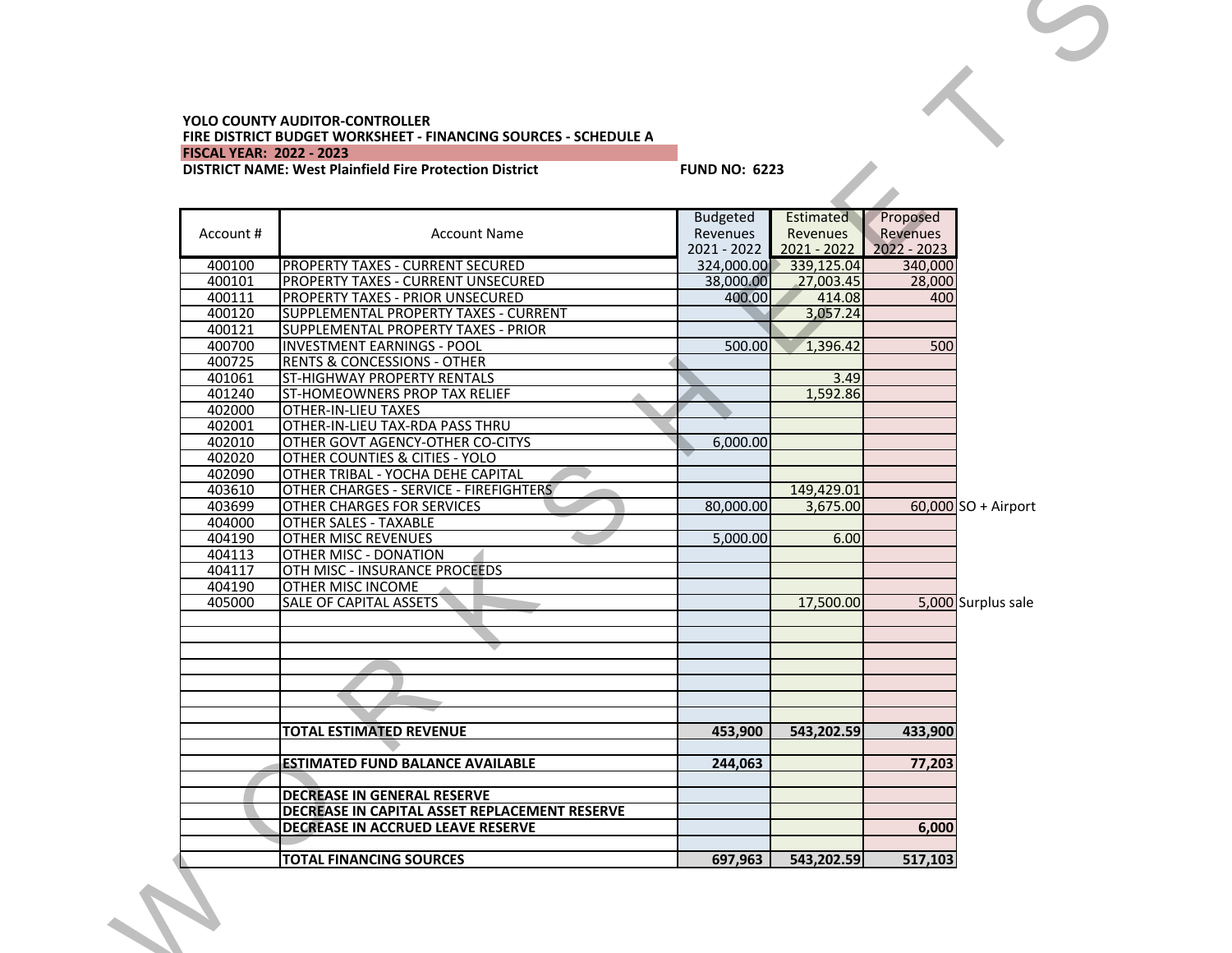**YOLO COUNTY AUDITOR-CONTROLLER**
**FIRE DISTRICT BUDGET WORKSHEET - FINANCING SOURCES - SCHEDULE A**
**FISCAL YEAR: 2022 - 2023**
**DISTRICT NAME: West Plainfield Fire Protection District** **FUND NO: 6223**

| Account # | Account Name | Budgeted Revenues 2021 - 2022 | Estimated Revenues 2021 - 2022 | Proposed Revenues 2022 - 2023 | |
|---|---|---|---|---|---|
| 400100 | PROPERTY TAXES - CURRENT SECURED | 324,000.00 | 339,125.04 | 340,000 | |
| 400101 | PROPERTY TAXES - CURRENT UNSECURED | 38,000.00 | 27,003.45 | 28,000 | |
| 400111 | PROPERTY TAXES - PRIOR UNSECURED | 400.00 | 414.08 | 400 | |
| 400120 | SUPPLEMENTAL PROPERTY TAXES - CURRENT | | 3,057.24 | | |
| 400121 | SUPPLEMENTAL PROPERTY TAXES - PRIOR | | | | |
| 400700 | INVESTMENT EARNINGS - POOL | 500.00 | 1,396.42 | 500 | |
| 400725 | RENTS & CONCESSIONS - OTHER | | | | |
| 401061 | ST-HIGHWAY PROPERTY RENTALS | | 3.49 | | |
| 401240 | ST-HOMEOWNERS PROP TAX RELIEF | | 1,592.86 | | |
| 402000 | OTHER-IN-LIEU TAXES | | | | |
| 402001 | OTHER-IN-LIEU TAX-RDA PASS THRU | | | | |
| 402010 | OTHER GOVT AGENCY-OTHER CO-CITYS | 6,000.00 | | | |
| 402020 | OTHER COUNTIES & CITIES - YOLO | | | | |
| 402090 | OTHER TRIBAL - YOCHA DEHE CAPITAL | | | | |
| 403610 | OTHER CHARGES - SERVICE - FIREFIGHTERS | | 149,429.01 | | |
| 403699 | OTHER CHARGES FOR SERVICES | 80,000.00 | 3,675.00 | 60,000 | SO + Airport |
| 404000 | OTHER SALES - TAXABLE | | | | |
| 404190 | OTHER MISC REVENUES | 5,000.00 | 6.00 | | |
| 404113 | OTHER MISC - DONATION | | | | |
| 404117 | OTH MISC - INSURANCE PROCEEDS | | | | |
| 404190 | OTHER MISC INCOME | | | | |
| 405000 | SALE OF CAPITAL ASSETS | | 17,500.00 | 5,000 | Surplus sale |
| | | | | | |
| | | | | | |
| | | | | | |
| | | | | | |
| | | | | | |
| | | | | | |
| | | | | | |
| | **TOTAL ESTIMATED REVENUE** | **453,900** | **543,202.59** | **433,900** | |
| | | | | | |
| | **ESTIMATED FUND BALANCE AVAILABLE** | **244,063** | | **77,203** | |
| | | | | | |
| | **DECREASE IN GENERAL RESERVE** | | | | |
| | **DECREASE IN CAPITAL ASSET REPLACEMENT RESERVE** | | | | |
| | **DECREASE IN ACCRUED LEAVE RESERVE** | | | **6,000** | |
| | | | | | |
| | **TOTAL FINANCING SOURCES** | **697,963** | **543,202.59** | **517,103** | |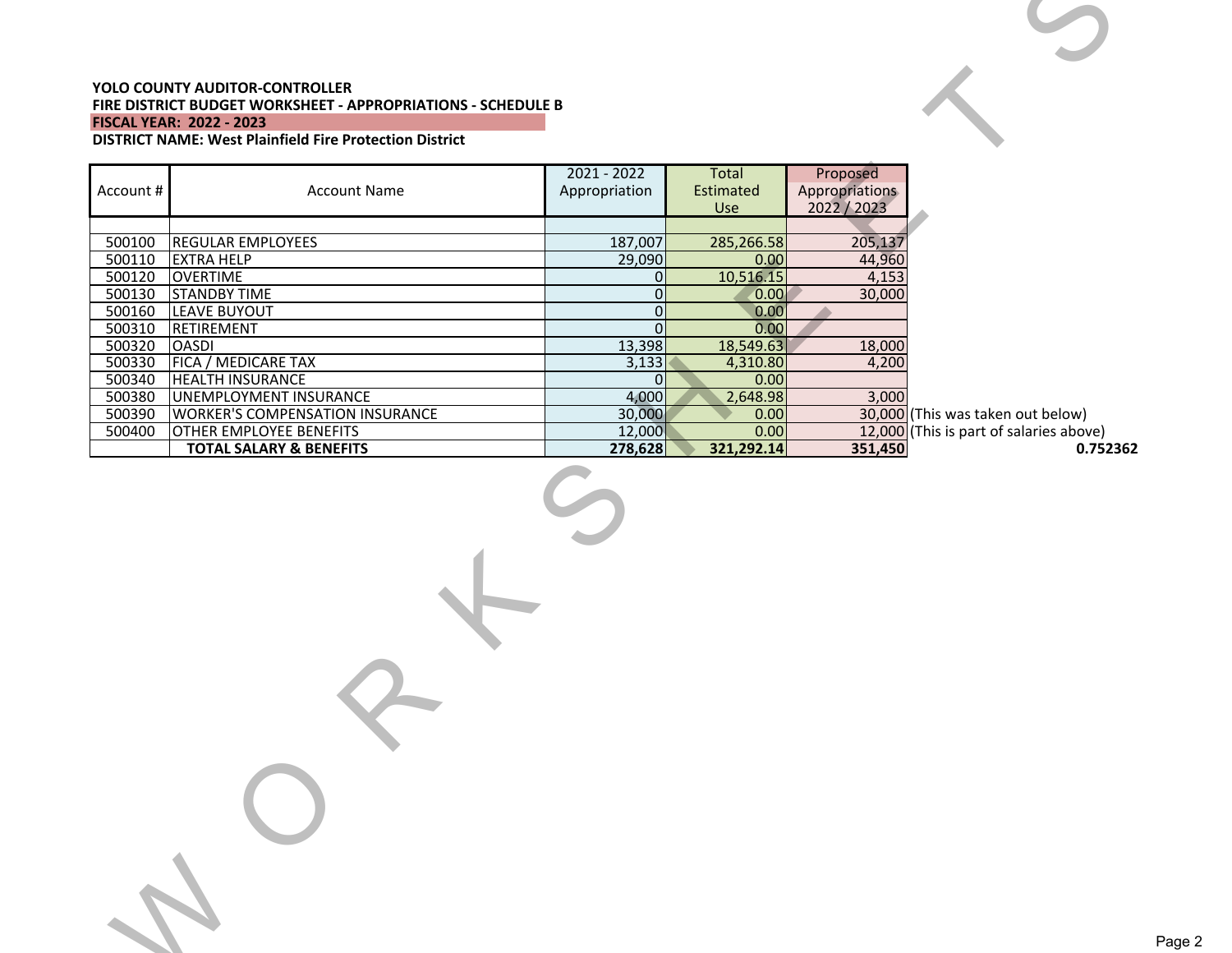**YOLO COUNTY AUDITOR-CONTROLLER**
**FIRE DISTRICT BUDGET WORKSHEET - APPROPRIATIONS - SCHEDULE B**
**FISCAL YEAR: 2022 - 2023**
**DISTRICT NAME: West Plainfield Fire Protection District**

| Account # | Account Name | 2021 - 2022 Appropriation | Total Estimated Use | Proposed Appropriations 2022 / 2023 | |
|---|---|---|---|---|---|
| | | | | | |
| 500100 | REGULAR EMPLOYEES | 187,007 | 285,266.58 | 205,137 | |
| 500110 | EXTRA HELP | 29,090 | 0.00 | 44,960 | |
| 500120 | OVERTIME | 0 | 10,516.15 | 4,153 | |
| 500130 | STANDBY TIME | 0 | 0.00 | 30,000 | |
| 500160 | LEAVE BUYOUT | 0 | 0.00 | | |
| 500310 | RETIREMENT | 0 | 0.00 | | |
| 500320 | OASDI | 13,398 | 18,549.63 | 18,000 | |
| 500330 | FICA / MEDICARE TAX | 3,133 | 4,310.80 | 4,200 | |
| 500340 | HEALTH INSURANCE | 0 | 0.00 | | |
| 500380 | UNEMPLOYMENT INSURANCE | 4,000 | 2,648.98 | 3,000 | |
| 500390 | WORKER'S COMPENSATION INSURANCE | 30,000 | 0.00 | 30,000 | (This was taken out below) |
| 500400 | OTHER EMPLOYEE BENEFITS | 12,000 | 0.00 | 12,000 | (This is part of salaries above) |
| | **TOTAL SALARY & BENEFITS** | **278,628** | **321,292.14** | **351,450** | **0.752362** |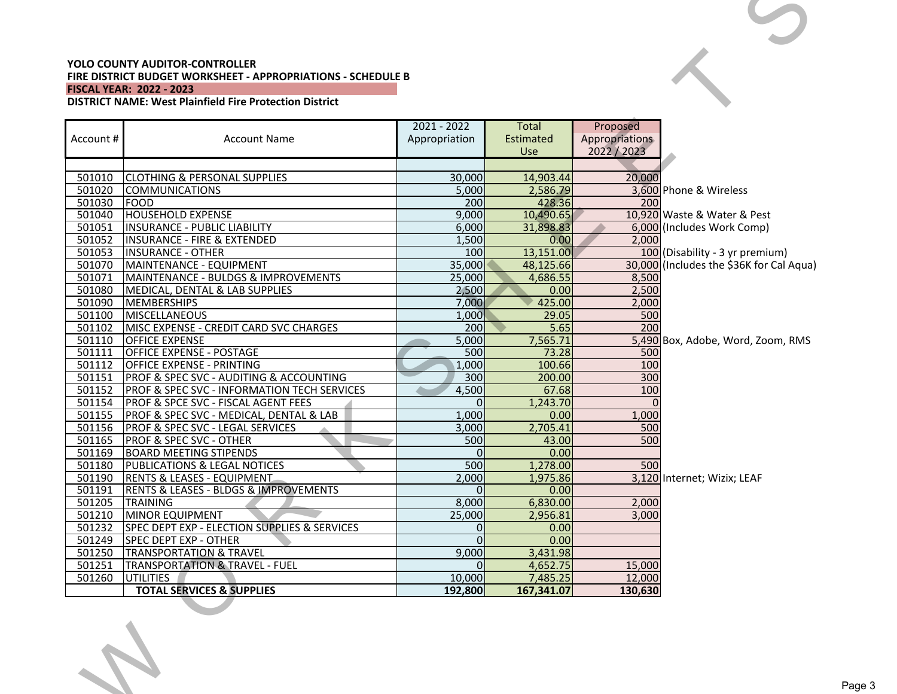**YOLO COUNTY AUDITOR-CONTROLLER**
**FIRE DISTRICT BUDGET WORKSHEET - APPROPRIATIONS - SCHEDULE B**
**FISCAL YEAR: 2022 - 2023**
**DISTRICT NAME: West Plainfield Fire Protection District**

| Account # | Account Name | 2021 - 2022 Appropriation | Total Estimated Use | Proposed Appropriations 2022 / 2023 | |
|---|---|---|---|---|---|
| | | | | | |
| 501010 | CLOTHING & PERSONAL SUPPLIES | 30,000 | 14,903.44 | 20,000 | |
| 501020 | COMMUNICATIONS | 5,000 | 2,586.79 | 3,600 | Phone & Wireless |
| 501030 | FOOD | 200 | 428.36 | 200 | |
| 501040 | HOUSEHOLD EXPENSE | 9,000 | 10,490.65 | 10,920 | Waste & Water & Pest |
| 501051 | INSURANCE - PUBLIC LIABILITY | 6,000 | 31,898.83 | 6,000 | (Includes Work Comp) |
| 501052 | INSURANCE - FIRE & EXTENDED | 1,500 | 0.00 | 2,000 | |
| 501053 | INSURANCE - OTHER | 100 | 13,151.00 | 100 | (Disability - 3 yr premium) |
| 501070 | MAINTENANCE - EQUIPMENT | 35,000 | 48,125.66 | 30,000 | (Includes the $36K for Cal Aqua) |
| 501071 | MAINTENANCE - BULDGS & IMPROVEMENTS | 25,000 | 4,686.55 | 8,500 | |
| 501080 | MEDICAL, DENTAL & LAB SUPPLIES | 2,500 | 0.00 | 2,500 | |
| 501090 | MEMBERSHIPS | 7,000 | 425.00 | 2,000 | |
| 501100 | MISCELLANEOUS | 1,000 | 29.05 | 500 | |
| 501102 | MISC EXPENSE - CREDIT CARD SVC CHARGES | 200 | 5.65 | 200 | |
| 501110 | OFFICE EXPENSE | 5,000 | 7,565.71 | 5,490 | Box, Adobe, Word, Zoom, RMS |
| 501111 | OFFICE EXPENSE - POSTAGE | 500 | 73.28 | 500 | |
| 501112 | OFFICE EXPENSE - PRINTING | 1,000 | 100.66 | 100 | |
| 501151 | PROF & SPEC SVC - AUDITING & ACCOUNTING | 300 | 200.00 | 300 | |
| 501152 | PROF & SPEC SVC - INFORMATION TECH SERVICES | 4,500 | 67.68 | 100 | |
| 501154 | PROF & SPCE SVC - FISCAL AGENT FEES | 0 | 1,243.70 | 0 | |
| 501155 | PROF & SPEC SVC - MEDICAL, DENTAL & LAB | 1,000 | 0.00 | 1,000 | |
| 501156 | PROF & SPEC SVC - LEGAL SERVICES | 3,000 | 2,705.41 | 500 | |
| 501165 | PROF & SPEC SVC - OTHER | 500 | 43.00 | 500 | |
| 501169 | BOARD MEETING STIPENDS | 0 | 0.00 | | |
| 501180 | PUBLICATIONS & LEGAL NOTICES | 500 | 1,278.00 | 500 | |
| 501190 | RENTS & LEASES - EQUIPMENT | 2,000 | 1,975.86 | 3,120 | Internet; Wizix; LEAF |
| 501191 | RENTS & LEASES - BLDGS & IMPROVEMENTS | 0 | 0.00 | | |
| 501205 | TRAINING | 8,000 | 6,830.00 | 2,000 | |
| 501210 | MINOR EQUIPMENT | 25,000 | 2,956.81 | 3,000 | |
| 501232 | SPEC DEPT EXP - ELECTION SUPPLIES & SERVICES | 0 | 0.00 | | |
| 501249 | SPEC DEPT EXP - OTHER | 0 | 0.00 | | |
| 501250 | TRANSPORTATION & TRAVEL | 9,000 | 3,431.98 | | |
| 501251 | TRANSPORTATION & TRAVEL - FUEL | 0 | 4,652.75 | 15,000 | |
| 501260 | UTILITIES | 10,000 | 7,485.25 | 12,000 | |
| | **TOTAL SERVICES & SUPPLIES** | **192,800** | **167,341.07** | **130,630** | |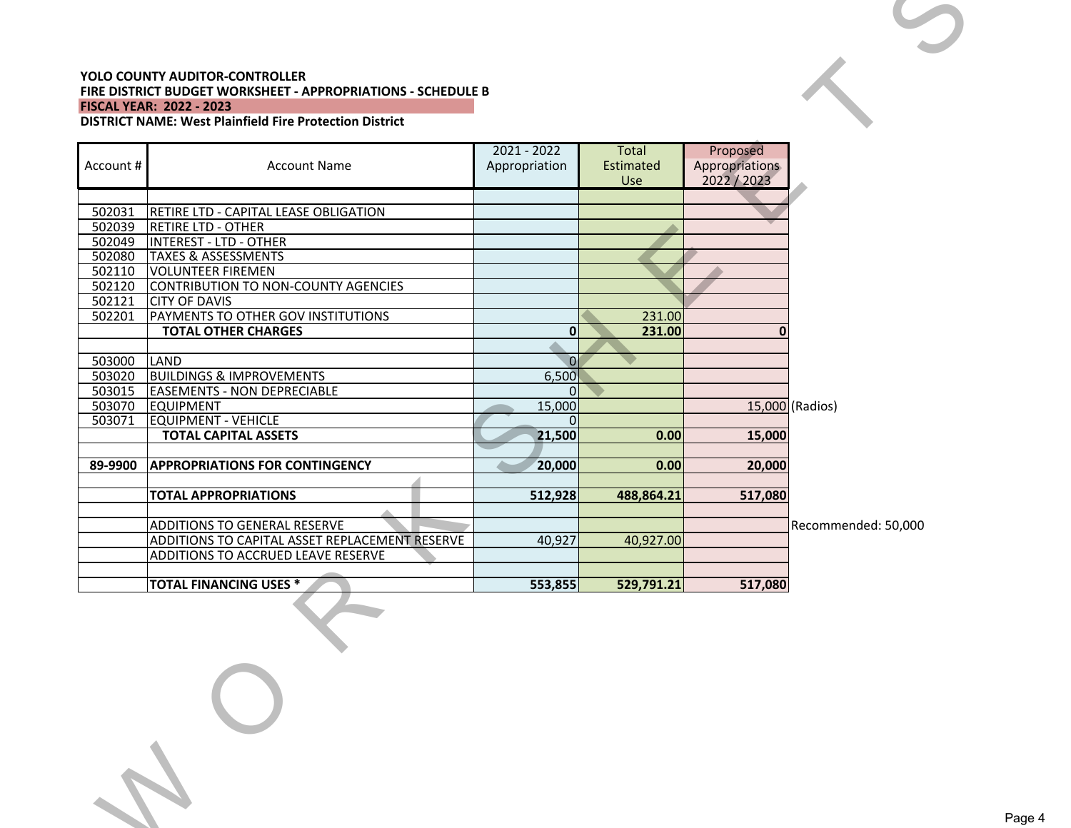**YOLO COUNTY AUDITOR-CONTROLLER**
**FIRE DISTRICT BUDGET WORKSHEET - APPROPRIATIONS - SCHEDULE B**
**FISCAL YEAR: 2022 - 2023**
**DISTRICT NAME: West Plainfield Fire Protection District**

| Account # | Account Name | 2021 - 2022 Appropriation | Total Estimated Use | Proposed Appropriations 2022 / 2023 | |
|---|---|---|---|---|---|
| | | | | | |
| 502031 | RETIRE LTD - CAPITAL LEASE OBLIGATION | | | | |
| 502039 | RETIRE LTD - OTHER | | | | |
| 502049 | INTEREST - LTD - OTHER | | | | |
| 502080 | TAXES & ASSESSMENTS | | | | |
| 502110 | VOLUNTEER FIREMEN | | | | |
| 502120 | CONTRIBUTION TO NON-COUNTY AGENCIES | | | | |
| 502121 | CITY OF DAVIS | | | | |
| 502201 | PAYMENTS TO OTHER GOV INSTITUTIONS | | 231.00 | | |
| | **TOTAL OTHER CHARGES** | **0** | **231.00** | **0** | |
| | | | | | |
| 503000 | LAND | 0 | | | |
| 503020 | BUILDINGS & IMPROVEMENTS | 6,500 | | | |
| 503015 | EASEMENTS - NON DEPRECIABLE | 0 | | | |
| 503070 | EQUIPMENT | 15,000 | | 15,000 | (Radios) |
| 503071 | EQUIPMENT - VEHICLE | 0 | | | |
| | **TOTAL CAPITAL ASSETS** | **21,500** | **0.00** | **15,000** | |
| | | | | | |
| **89-9900** | **APPROPRIATIONS FOR CONTINGENCY** | **20,000** | **0.00** | **20,000** | |
| | | | | | |
| | **TOTAL APPROPRIATIONS** | **512,928** | **488,864.21** | **517,080** | |
| | | | | | |
| | ADDITIONS TO GENERAL RESERVE | | | | Recommended: 50,000 |
| | ADDITIONS TO CAPITAL ASSET REPLACEMENT RESERVE | 40,927 | 40,927.00 | | |
| | ADDITIONS TO ACCRUED LEAVE RESERVE | | | | |
| | | | | | |
| | **TOTAL FINANCING USES *** | **553,855** | **529,791.21** | **517,080** | |

WORKSHEETS